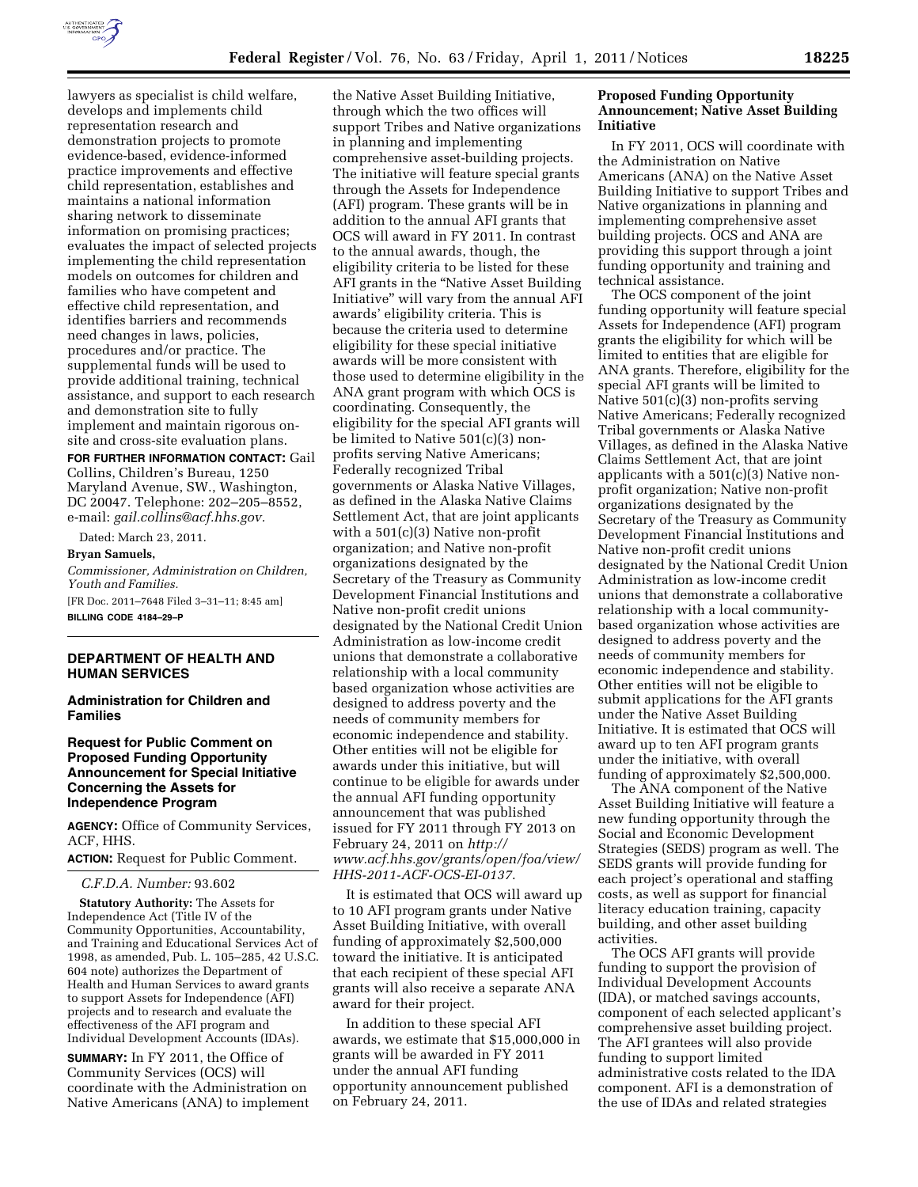lawyers as specialist is child welfare, develops and implements child representation research and demonstration projects to promote evidence-based, evidence-informed practice improvements and effective child representation, establishes and maintains a national information sharing network to disseminate information on promising practices; evaluates the impact of selected projects implementing the child representation models on outcomes for children and families who have competent and effective child representation, and identifies barriers and recommends need changes in laws, policies, procedures and/or practice. The supplemental funds will be used to provide additional training, technical assistance, and support to each research and demonstration site to fully implement and maintain rigorous on-site and cross-site evaluation plans.

**FOR FURTHER INFORMATION CONTACT:** Gail Collins, Children's Bureau, 1250 Maryland Avenue, SW., Washington, DC 20047. Telephone: 202–205–8552, e-mail: *gail.collins@acf.hhs.gov.*

Dated: March 23, 2011.

**Bryan Samuels,**

*Commissioner, Administration on Children, Youth and Families.*

[FR Doc. 2011–7648 Filed 3–31–11; 8:45 am]

**BILLING CODE 4184–29–P**

## DEPARTMENT OF HEALTH AND HUMAN SERVICES

### Administration for Children and Families

### Request for Public Comment on Proposed Funding Opportunity Announcement for Special Initiative Concerning the Assets for Independence Program

**AGENCY:** Office of Community Services, ACF, HHS.

**ACTION:** Request for Public Comment.

*C.F.D.A. Number:* 93.602

**Statutory Authority:** The Assets for Independence Act (Title IV of the Community Opportunities, Accountability, and Training and Educational Services Act of 1998, as amended, Pub. L. 105–285, 42 U.S.C. 604 note) authorizes the Department of Health and Human Services to award grants to support Assets for Independence (AFI) projects and to research and evaluate the effectiveness of the AFI program and Individual Development Accounts (IDAs).

**SUMMARY:** In FY 2011, the Office of Community Services (OCS) will coordinate with the Administration on Native Americans (ANA) to implement the Native Asset Building Initiative, through which the two offices will support Tribes and Native organizations in planning and implementing comprehensive asset-building projects. The initiative will feature special grants through the Assets for Independence (AFI) program. These grants will be in addition to the annual AFI grants that OCS will award in FY 2011. In contrast to the annual awards, though, the eligibility criteria to be listed for these AFI grants in the "Native Asset Building Initiative" will vary from the annual AFI awards' eligibility criteria. This is because the criteria used to determine eligibility for these special initiative awards will be more consistent with those used to determine eligibility in the ANA grant program with which OCS is coordinating. Consequently, the eligibility for the special AFI grants will be limited to Native 501(c)(3) non-profits serving Native Americans; Federally recognized Tribal governments or Alaska Native Villages, as defined in the Alaska Native Claims Settlement Act, that are joint applicants with a 501(c)(3) Native non-profit organization; and Native non-profit organizations designated by the Secretary of the Treasury as Community Development Financial Institutions and Native non-profit credit unions designated by the National Credit Union Administration as low-income credit unions that demonstrate a collaborative relationship with a local community based organization whose activities are designed to address poverty and the needs of community members for economic independence and stability. Other entities will not be eligible for awards under this initiative, but will continue to be eligible for awards under the annual AFI funding opportunity announcement that was published issued for FY 2011 through FY 2013 on February 24, 2011 on *http://www.acf.hhs.gov/grants/open/foa/view/HHS-2011-ACF-OCS-EI-0137.*

It is estimated that OCS will award up to 10 AFI program grants under Native Asset Building Initiative, with overall funding of approximately $2,500,000 toward the initiative. It is anticipated that each recipient of these special AFI grants will also receive a separate ANA award for their project.

In addition to these special AFI awards, we estimate that $15,000,000 in grants will be awarded in FY 2011 under the annual AFI funding opportunity announcement published on February 24, 2011.

**Proposed Funding Opportunity Announcement; Native Asset Building Initiative**

In FY 2011, OCS will coordinate with the Administration on Native Americans (ANA) on the Native Asset Building Initiative to support Tribes and Native organizations in planning and implementing comprehensive asset building projects. OCS and ANA are providing this support through a joint funding opportunity and training and technical assistance.

The OCS component of the joint funding opportunity will feature special Assets for Independence (AFI) program grants the eligibility for which will be limited to entities that are eligible for ANA grants. Therefore, eligibility for the special AFI grants will be limited to Native 501(c)(3) non-profits serving Native Americans; Federally recognized Tribal governments or Alaska Native Villages, as defined in the Alaska Native Claims Settlement Act, that are joint applicants with a 501(c)(3) Native non-profit organization; Native non-profit organizations designated by the Secretary of the Treasury as Community Development Financial Institutions and Native non-profit credit unions designated by the National Credit Union Administration as low-income credit unions that demonstrate a collaborative relationship with a local community-based organization whose activities are designed to address poverty and the needs of community members for economic independence and stability. Other entities will not be eligible to submit applications for the AFI grants under the Native Asset Building Initiative. It is estimated that OCS will award up to ten AFI program grants under the initiative, with overall funding of approximately $2,500,000.

The ANA component of the Native Asset Building Initiative will feature a new funding opportunity through the Social and Economic Development Strategies (SEDS) program as well. The SEDS grants will provide funding for each project's operational and staffing costs, as well as support for financial literacy education training, capacity building, and other asset building activities.

The OCS AFI grants will provide funding to support the provision of Individual Development Accounts (IDA), or matched savings accounts, component of each selected applicant's comprehensive asset building project. The AFI grantees will also provide funding to support limited administrative costs related to the IDA component. AFI is a demonstration of the use of IDAs and related strategies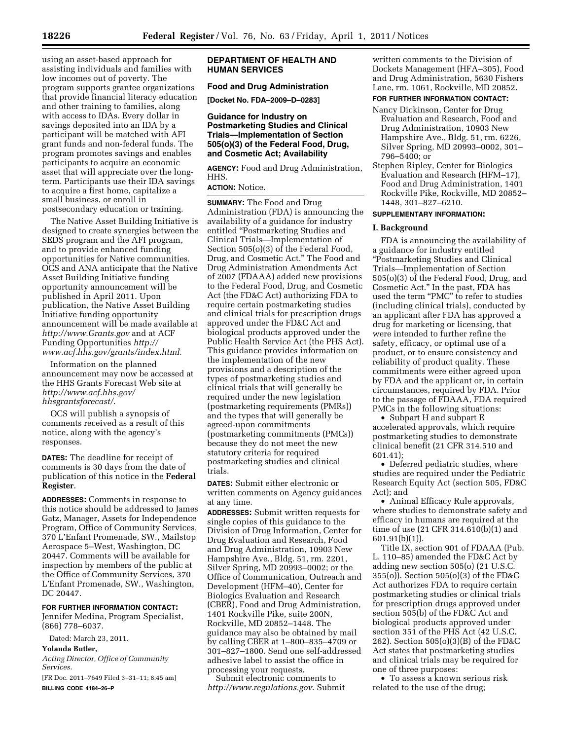using an asset-based approach for assisting individuals and families with low incomes out of poverty. The program supports grantee organizations that provide financial literacy education and other training to families, along with access to IDAs. Every dollar in savings deposited into an IDA by a participant will be matched with AFI grant funds and non-federal funds. The program promotes savings and enables participants to acquire an economic asset that will appreciate over the long-term. Participants use their IDA savings to acquire a first home, capitalize a small business, or enroll in postsecondary education or training.

The Native Asset Building Initiative is designed to create synergies between the SEDS program and the AFI program, and to provide enhanced funding opportunities for Native communities. OCS and ANA anticipate that the Native Asset Building Initiative funding opportunity announcement will be published in April 2011. Upon publication, the Native Asset Building Initiative funding opportunity announcement will be made available at *http://www.Grants.gov* and at ACF Funding Opportunities *http://www.acf.hhs.gov/grants/index.html*.

Information on the planned announcement may now be accessed at the HHS Grants Forecast Web site at *http://www.acf.hhs.gov/hhsgrantsforecast/*.

OCS will publish a synopsis of comments received as a result of this notice, along with the agency's responses.

**DATES:** The deadline for receipt of comments is 30 days from the date of publication of this notice in the **Federal Register**.

**ADDRESSES:** Comments in response to this notice should be addressed to James Gatz, Manager, Assets for Independence Program, Office of Community Services, 370 L'Enfant Promenade, SW., Mailstop Aerospace 5–West, Washington, DC 20447. Comments will be available for inspection by members of the public at the Office of Community Services, 370 L'Enfant Promenade, SW., Washington, DC 20447.

**FOR FURTHER INFORMATION CONTACT:** Jennifer Medina, Program Specialist, (866) 778–6037.

Dated: March 23, 2011.

**Yolanda Butler,**

*Acting Director, Office of Community Services.*

[FR Doc. 2011–7649 Filed 3–31–11; 8:45 am]

**BILLING CODE 4184–26–P**

## DEPARTMENT OF HEALTH AND HUMAN SERVICES

### Food and Drug Administration

**[Docket No. FDA–2009–D–0283]**

### Guidance for Industry on Postmarketing Studies and Clinical Trials—Implementation of Section 505(o)(3) of the Federal Food, Drug, and Cosmetic Act; Availability

**AGENCY:** Food and Drug Administration, HHS.

**ACTION:** Notice.

**SUMMARY:** The Food and Drug Administration (FDA) is announcing the availability of a guidance for industry entitled "Postmarketing Studies and Clinical Trials—Implementation of Section 505(o)(3) of the Federal Food, Drug, and Cosmetic Act." The Food and Drug Administration Amendments Act of 2007 (FDAAA) added new provisions to the Federal Food, Drug, and Cosmetic Act (the FD&C Act) authorizing FDA to require certain postmarketing studies and clinical trials for prescription drugs approved under the FD&C Act and biological products approved under the Public Health Service Act (the PHS Act). This guidance provides information on the implementation of the new provisions and a description of the types of postmarketing studies and clinical trials that will generally be required under the new legislation (postmarketing requirements (PMRs)) and the types that will generally be agreed-upon commitments (postmarketing commitments (PMCs)) because they do not meet the new statutory criteria for required postmarketing studies and clinical trials.

**DATES:** Submit either electronic or written comments on Agency guidances at any time.

**ADDRESSES:** Submit written requests for single copies of this guidance to the Division of Drug Information, Center for Drug Evaluation and Research, Food and Drug Administration, 10903 New Hampshire Ave., Bldg. 51, rm. 2201, Silver Spring, MD 20993–0002; or the Office of Communication, Outreach and Development (HFM–40), Center for Biologics Evaluation and Research (CBER), Food and Drug Administration, 1401 Rockville Pike, suite 200N, Rockville, MD 20852–1448. The guidance may also be obtained by mail by calling CBER at 1–800–835–4709 or 301–827–1800. Send one self-addressed adhesive label to assist the office in processing your requests.

Submit electronic comments to *http://www.regulations.gov*. Submit written comments to the Division of Dockets Management (HFA–305), Food and Drug Administration, 5630 Fishers Lane, rm. 1061, Rockville, MD 20852.

**FOR FURTHER INFORMATION CONTACT:**

Nancy Dickinson, Center for Drug Evaluation and Research, Food and Drug Administration, 10903 New Hampshire Ave., Bldg. 51, rm. 6226, Silver Spring, MD 20993–0002, 301–796–5400; or

Stephen Ripley, Center for Biologics Evaluation and Research (HFM–17), Food and Drug Administration, 1401 Rockville Pike, Rockville, MD 20852–1448, 301–827–6210.

**SUPPLEMENTARY INFORMATION:**

#### I. Background

FDA is announcing the availability of a guidance for industry entitled "Postmarketing Studies and Clinical Trials—Implementation of Section 505(o)(3) of the Federal Food, Drug, and Cosmetic Act." In the past, FDA has used the term "PMC" to refer to studies (including clinical trials), conducted by an applicant after FDA has approved a drug for marketing or licensing, that were intended to further refine the safety, efficacy, or optimal use of a product, or to ensure consistency and reliability of product quality. These commitments were either agreed upon by FDA and the applicant or, in certain circumstances, required by FDA. Prior to the passage of FDAAA, FDA required PMCs in the following situations:

- Subpart H and subpart E accelerated approvals, which require postmarketing studies to demonstrate clinical benefit (21 CFR 314.510 and 601.41);
- Deferred pediatric studies, where studies are required under the Pediatric Research Equity Act (section 505, FD&C Act); and
- Animal Efficacy Rule approvals, where studies to demonstrate safety and efficacy in humans are required at the time of use (21 CFR 314.610(b)(1) and 601.91(b)(1)).

Title IX, section 901 of FDAAA (Pub. L. 110–85) amended the FD&C Act by adding new section 505(o) (21 U.S.C. 355(o)). Section 505(o)(3) of the FD&C Act authorizes FDA to require certain postmarketing studies or clinical trials for prescription drugs approved under section 505(b) of the FD&C Act and biological products approved under section 351 of the PHS Act (42 U.S.C. 262). Section 505(o)(3)(B) of the FD&C Act states that postmarketing studies and clinical trials may be required for one of three purposes:

- To assess a known serious risk related to the use of the drug;